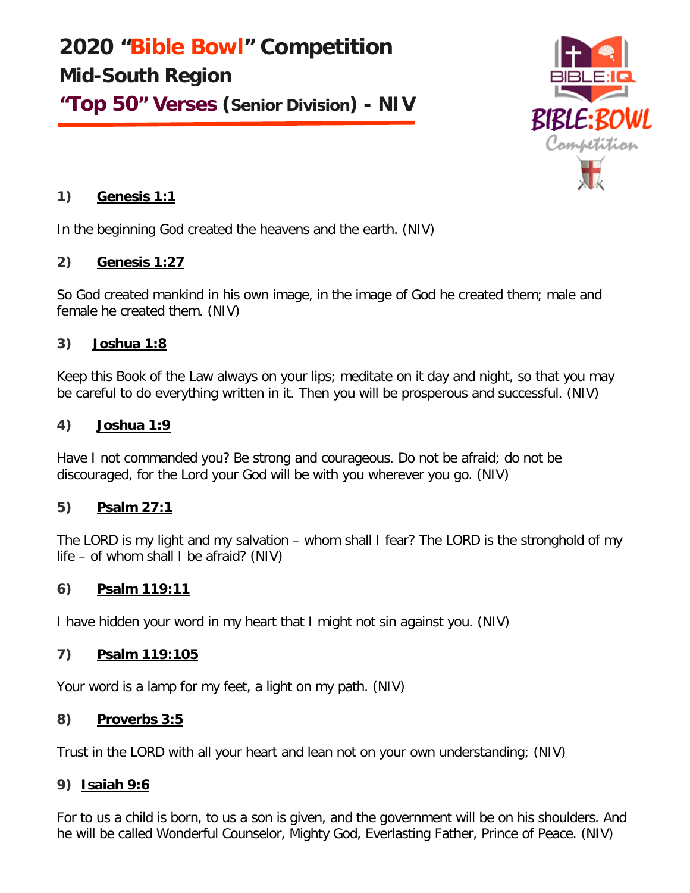# 2020 "Bible Bowl" Competition

## Mid-South Region

## "Top 50" Verses (Senior Division) - NIV

**1) Genesis 1:1**

In the beginning God created the heavens and the earth. (NIV)

**2) Genesis 1:27**

So God created mankind in his own image, in the image of God he created them; male and female he created them. (NIV)

**3) Joshua 1:8**

Keep this Book of the Law always on your lips; meditate on it day and night, so that you may be careful to do everything written in it. Then you will be prosperous and successful. (NIV)

**4) Joshua 1:9**

Have I not commanded you? Be strong and courageous. Do not be afraid; do not be discouraged, for the Lord your God will be with you wherever you go. (NIV)

**5) Psalm 27:1**

The LORD is my light and my salvation – whom shall I fear? The LORD is the stronghold of my life – of whom shall I be afraid? (NIV)

**6) Psalm 119:11**

I have hidden your word in my heart that I might not sin against you. (NIV)

**7) Psalm 119:105**

Your word is a lamp for my feet, a light on my path. (NIV)

**8) Proverbs 3:5**

Trust in the LORD with all your heart and lean not on your own understanding; (NIV)

**9) Isaiah 9:6**

For to us a child is born, to us a son is given, and the government will be on his shoulders. And he will be called Wonderful Counselor, Mighty God, Everlasting Father, Prince of Peace. (NIV)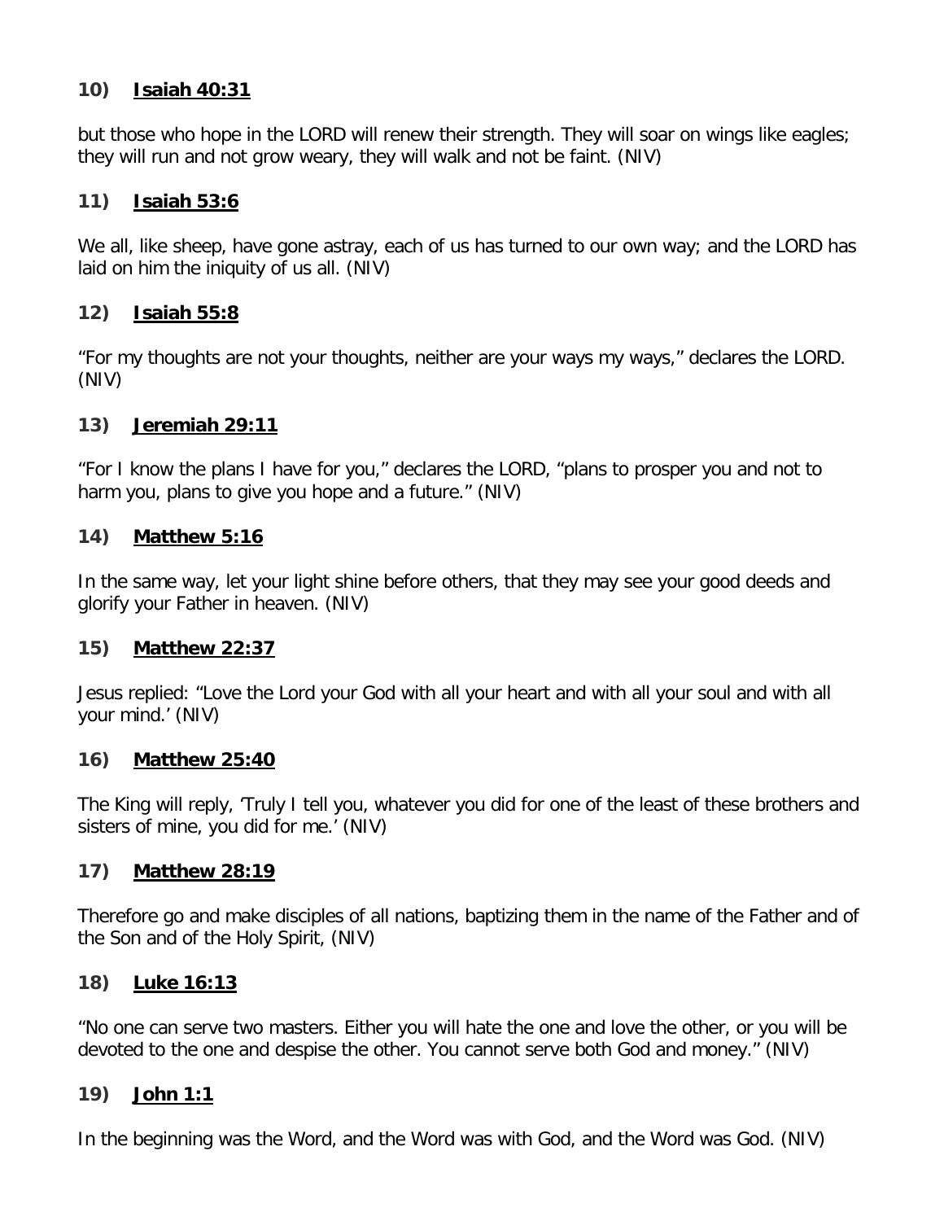### 10) Isaiah 40:31

but those who hope in the LORD will renew their strength. They will soar on wings like eagles; they will run and not grow weary, they will walk and not be faint. (NIV)

### 11) Isaiah 53:6

We all, like sheep, have gone astray, each of us has turned to our own way; and the LORD has laid on him the iniquity of us all. (NIV)

### 12) Isaiah 55:8

"For my thoughts are not your thoughts, neither are your ways my ways," declares the LORD. (NIV)

### 13) Jeremiah 29:11

"For I know the plans I have for you," declares the LORD, "plans to prosper you and not to harm you, plans to give you hope and a future." (NIV)

### 14) Matthew 5:16

In the same way, let your light shine before others, that they may see your good deeds and glorify your Father in heaven. (NIV)

### 15) Matthew 22:37

Jesus replied: "Love the Lord your God with all your heart and with all your soul and with all your mind.' (NIV)

### 16) Matthew 25:40

The King will reply, 'Truly I tell you, whatever you did for one of the least of these brothers and sisters of mine, you did for me.' (NIV)

### 17) Matthew 28:19

Therefore go and make disciples of all nations, baptizing them in the name of the Father and of the Son and of the Holy Spirit, (NIV)

### 18) Luke 16:13

"No one can serve two masters. Either you will hate the one and love the other, or you will be devoted to the one and despise the other. You cannot serve both God and money." (NIV)

### 19) John 1:1

In the beginning was the Word, and the Word was with God, and the Word was God. (NIV)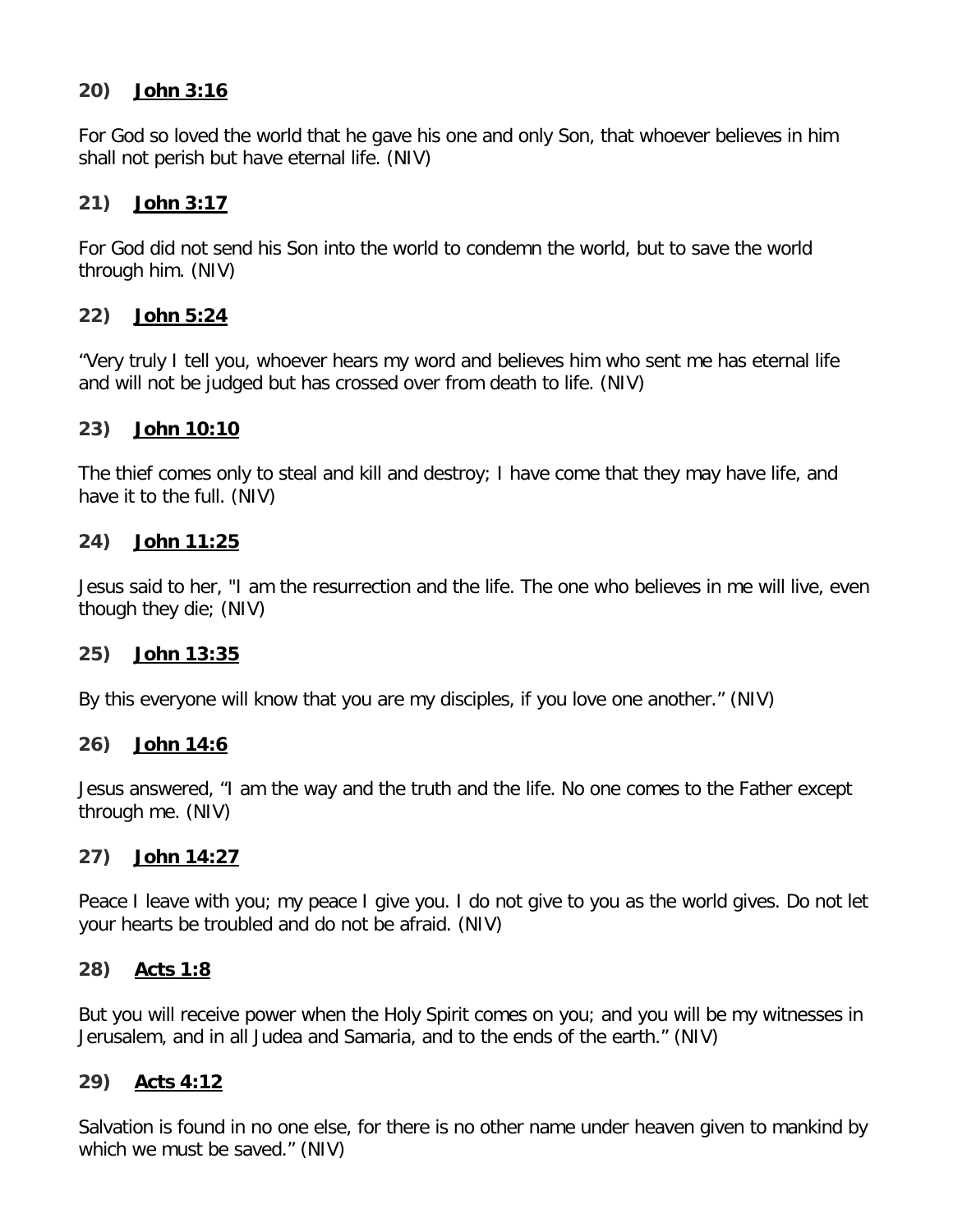### 20) <u>John 3:16</u>

For God so loved the world that he gave his one and only Son, that whoever believes in him shall not perish but have eternal life. (NIV)

### 21) <u>John 3:17</u>

For God did not send his Son into the world to condemn the world, but to save the world through him. (NIV)

### 22) <u>John 5:24</u>

"Very truly I tell you, whoever hears my word and believes him who sent me has eternal life and will not be judged but has crossed over from death to life. (NIV)

### 23) <u>John 10:10</u>

The thief comes only to steal and kill and destroy; I have come that they may have life, and have it to the full. (NIV)

### 24) <u>John 11:25</u>

Jesus said to her, "I am the resurrection and the life. The one who believes in me will live, even though they die; (NIV)

### 25) <u>John 13:35</u>

By this everyone will know that you are my disciples, if you love one another." (NIV)

### 26) <u>John 14:6</u>

Jesus answered, "I am the way and the truth and the life. No one comes to the Father except through me. (NIV)

### 27) <u>John 14:27</u>

Peace I leave with you; my peace I give you. I do not give to you as the world gives. Do not let your hearts be troubled and do not be afraid. (NIV)

### 28) <u>Acts 1:8</u>

But you will receive power when the Holy Spirit comes on you; and you will be my witnesses in Jerusalem, and in all Judea and Samaria, and to the ends of the earth." (NIV)

### 29) <u>Acts 4:12</u>

Salvation is found in no one else, for there is no other name under heaven given to mankind by which we must be saved." (NIV)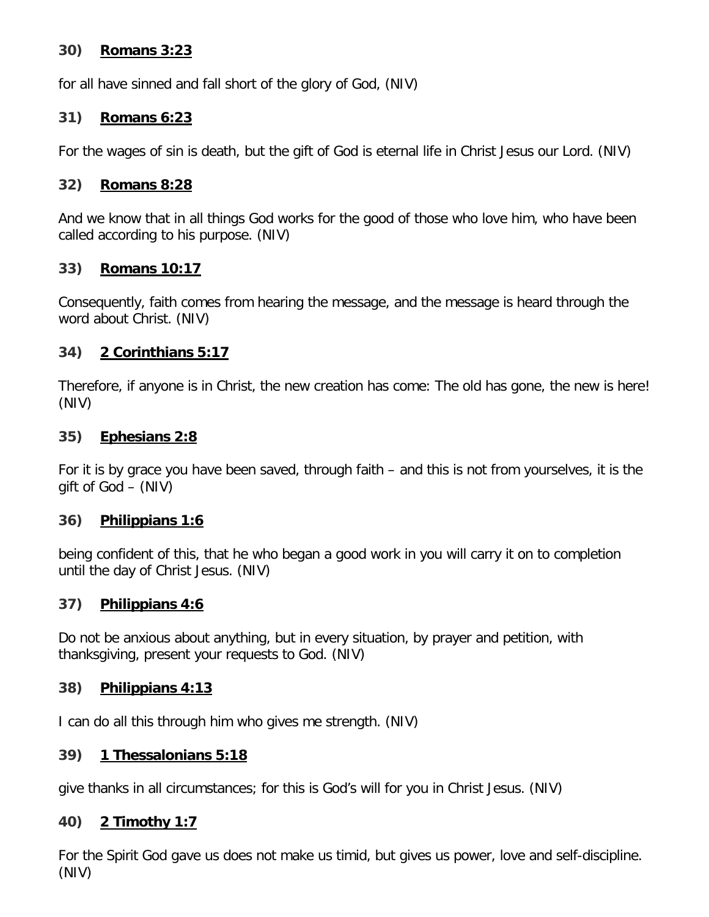**30) Romans 3:23**

for all have sinned and fall short of the glory of God, (NIV)

**31) Romans 6:23**

For the wages of sin is death, but the gift of God is eternal life in Christ Jesus our Lord. (NIV)

**32) Romans 8:28**

And we know that in all things God works for the good of those who love him, who have been called according to his purpose. (NIV)

**33) Romans 10:17**

Consequently, faith comes from hearing the message, and the message is heard through the word about Christ. (NIV)

**34) 2 Corinthians 5:17**

Therefore, if anyone is in Christ, the new creation has come: The old has gone, the new is here! (NIV)

**35) Ephesians 2:8**

For it is by grace you have been saved, through faith – and this is not from yourselves, it is the gift of God – (NIV)

**36) Philippians 1:6**

being confident of this, that he who began a good work in you will carry it on to completion until the day of Christ Jesus. (NIV)

**37) Philippians 4:6**

Do not be anxious about anything, but in every situation, by prayer and petition, with thanksgiving, present your requests to God. (NIV)

**38) Philippians 4:13**

I can do all this through him who gives me strength. (NIV)

**39) 1 Thessalonians 5:18**

give thanks in all circumstances; for this is God's will for you in Christ Jesus. (NIV)

**40) 2 Timothy 1:7**

For the Spirit God gave us does not make us timid, but gives us power, love and self-discipline. (NIV)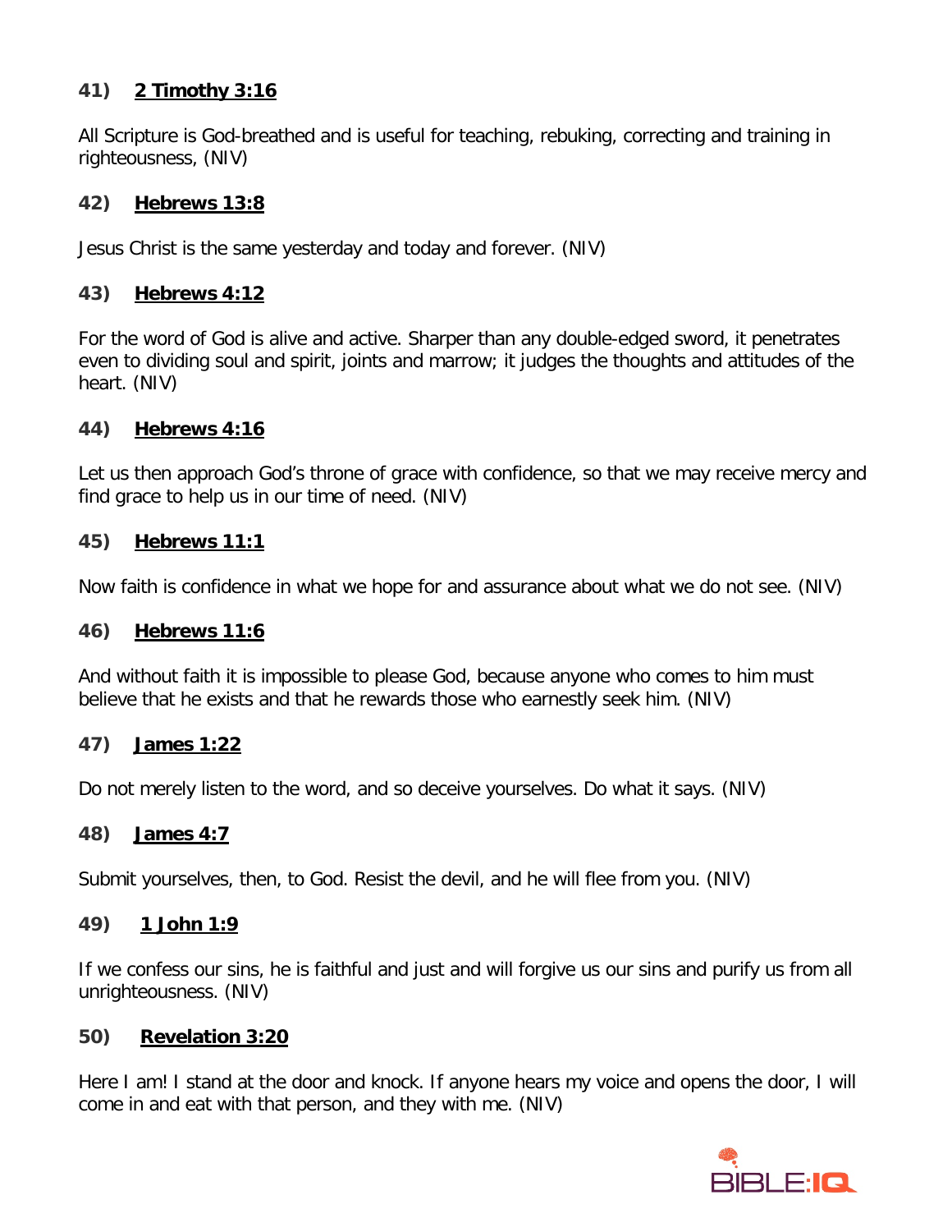**41) <u>2 Timothy 3:16</u>**

All Scripture is God-breathed and is useful for teaching, rebuking, correcting and training in righteousness, (NIV)

**42) <u>Hebrews 13:8</u>**

Jesus Christ is the same yesterday and today and forever. (NIV)

**43) <u>Hebrews 4:12</u>**

For the word of God is alive and active. Sharper than any double-edged sword, it penetrates even to dividing soul and spirit, joints and marrow; it judges the thoughts and attitudes of the heart. (NIV)

**44) <u>Hebrews 4:16</u>**

Let us then approach God's throne of grace with confidence, so that we may receive mercy and find grace to help us in our time of need. (NIV)

**45) <u>Hebrews 11:1</u>**

Now faith is confidence in what we hope for and assurance about what we do not see. (NIV)

**46) <u>Hebrews 11:6</u>**

And without faith it is impossible to please God, because anyone who comes to him must believe that he exists and that he rewards those who earnestly seek him. (NIV)

**47) <u>James 1:22</u>**

Do not merely listen to the word, and so deceive yourselves. Do what it says. (NIV)

**48) <u>James 4:7</u>**

Submit yourselves, then, to God. Resist the devil, and he will flee from you. (NIV)

**49) <u>1 John 1:9</u>**

If we confess our sins, he is faithful and just and will forgive us our sins and purify us from all unrighteousness. (NIV)

**50) <u>Revelation 3:20</u>**

Here I am! I stand at the door and knock. If anyone hears my voice and opens the door, I will come in and eat with that person, and they with me. (NIV)

BIBLE:IQ